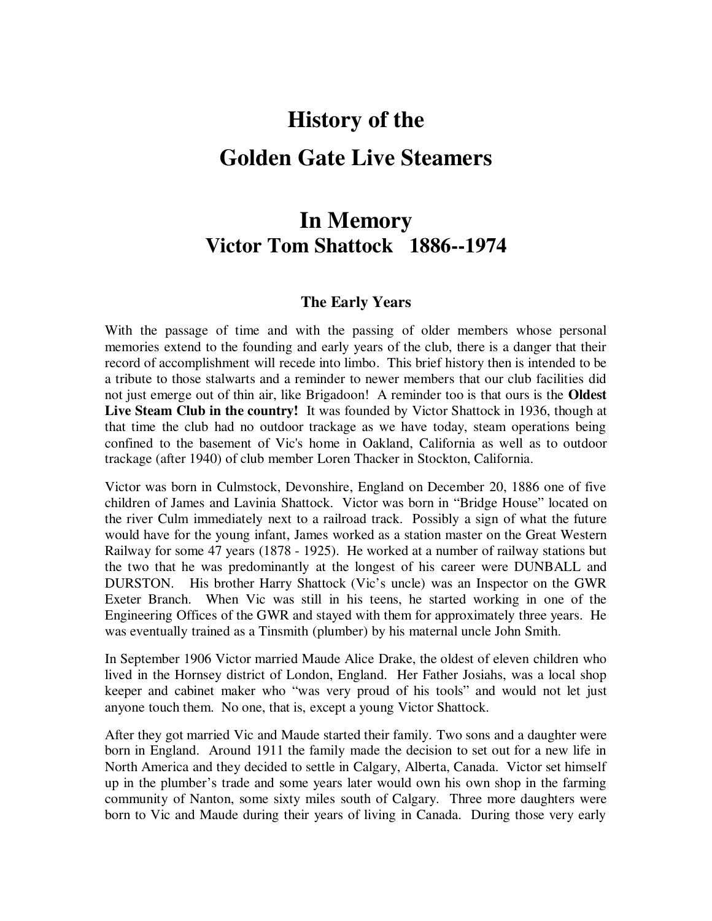# History of the
# Golden Gate Live Steamers

# In Memory
## Victor Tom Shattock 1886--1974

### The Early Years

With the passage of time and with the passing of older members whose personal memories extend to the founding and early years of the club, there is a danger that their record of accomplishment will recede into limbo. This brief history then is intended to be a tribute to those stalwarts and a reminder to newer members that our club facilities did not just emerge out of thin air, like Brigadoon! A reminder too is that ours is the **Oldest Live Steam Club in the country!** It was founded by Victor Shattock in 1936, though at that time the club had no outdoor trackage as we have today, steam operations being confined to the basement of Vic's home in Oakland, California as well as to outdoor trackage (after 1940) of club member Loren Thacker in Stockton, California.

Victor was born in Culmstock, Devonshire, England on December 20, 1886 one of five children of James and Lavinia Shattock. Victor was born in "Bridge House" located on the river Culm immediately next to a railroad track. Possibly a sign of what the future would have for the young infant, James worked as a station master on the Great Western Railway for some 47 years (1878 - 1925). He worked at a number of railway stations but the two that he was predominantly at the longest of his career were DUNBALL and DURSTON. His brother Harry Shattock (Vic's uncle) was an Inspector on the GWR Exeter Branch. When Vic was still in his teens, he started working in one of the Engineering Offices of the GWR and stayed with them for approximately three years. He was eventually trained as a Tinsmith (plumber) by his maternal uncle John Smith.

In September 1906 Victor married Maude Alice Drake, the oldest of eleven children who lived in the Hornsey district of London, England. Her Father Josiahs, was a local shop keeper and cabinet maker who "was very proud of his tools" and would not let just anyone touch them. No one, that is, except a young Victor Shattock.

After they got married Vic and Maude started their family. Two sons and a daughter were born in England. Around 1911 the family made the decision to set out for a new life in North America and they decided to settle in Calgary, Alberta, Canada. Victor set himself up in the plumber's trade and some years later would own his own shop in the farming community of Nanton, some sixty miles south of Calgary. Three more daughters were born to Vic and Maude during their years of living in Canada. During those very early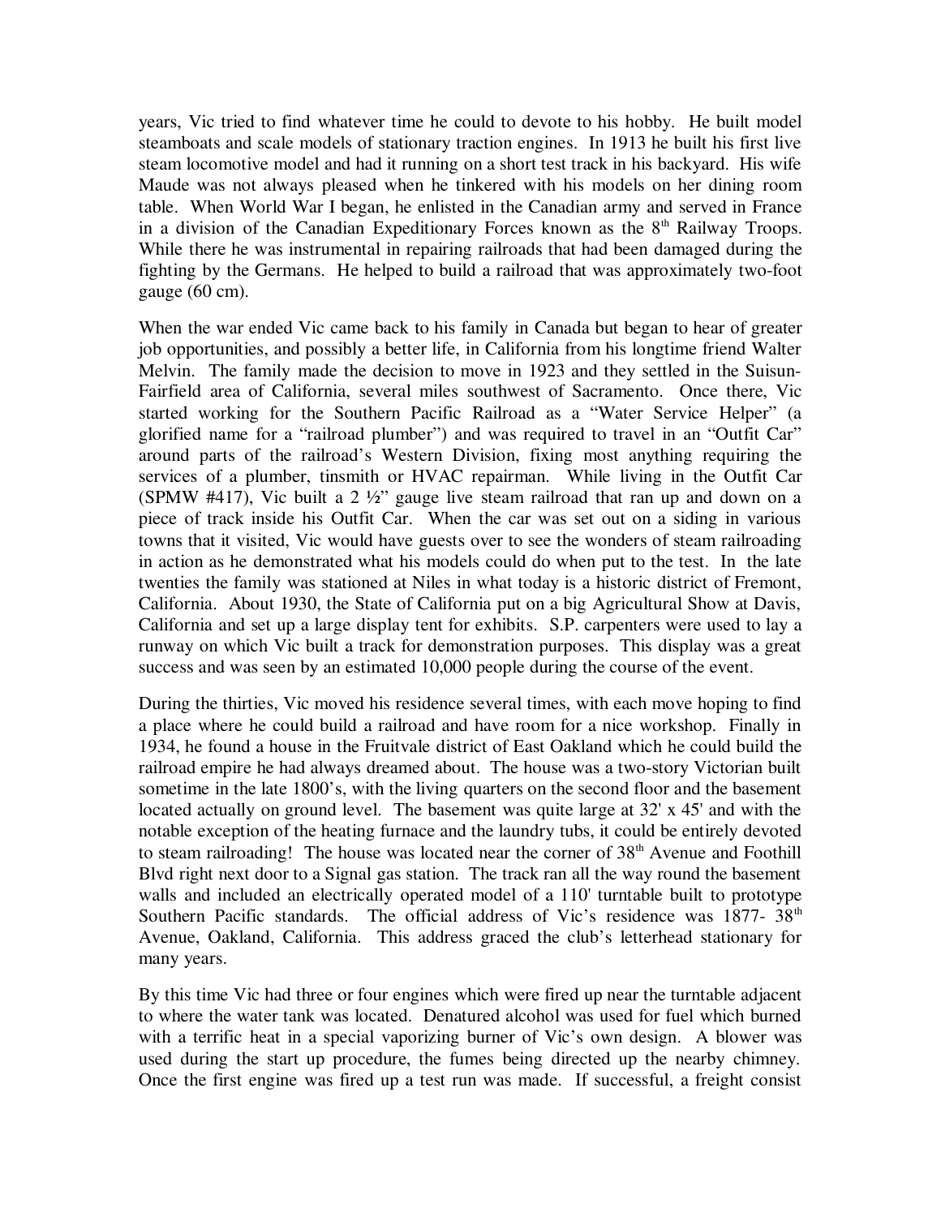years, Vic tried to find whatever time he could to devote to his hobby. He built model steamboats and scale models of stationary traction engines. In 1913 he built his first live steam locomotive model and had it running on a short test track in his backyard. His wife Maude was not always pleased when he tinkered with his models on her dining room table. When World War I began, he enlisted in the Canadian army and served in France in a division of the Canadian Expeditionary Forces known as the 8th Railway Troops. While there he was instrumental in repairing railroads that had been damaged during the fighting by the Germans. He helped to build a railroad that was approximately two-foot gauge (60 cm).

When the war ended Vic came back to his family in Canada but began to hear of greater job opportunities, and possibly a better life, in California from his longtime friend Walter Melvin. The family made the decision to move in 1923 and they settled in the Suisun-Fairfield area of California, several miles southwest of Sacramento. Once there, Vic started working for the Southern Pacific Railroad as a "Water Service Helper" (a glorified name for a "railroad plumber") and was required to travel in an "Outfit Car" around parts of the railroad's Western Division, fixing most anything requiring the services of a plumber, tinsmith or HVAC repairman. While living in the Outfit Car (SPMW #417), Vic built a 2 ½" gauge live steam railroad that ran up and down on a piece of track inside his Outfit Car. When the car was set out on a siding in various towns that it visited, Vic would have guests over to see the wonders of steam railroading in action as he demonstrated what his models could do when put to the test. In the late twenties the family was stationed at Niles in what today is a historic district of Fremont, California. About 1930, the State of California put on a big Agricultural Show at Davis, California and set up a large display tent for exhibits. S.P. carpenters were used to lay a runway on which Vic built a track for demonstration purposes. This display was a great success and was seen by an estimated 10,000 people during the course of the event.

During the thirties, Vic moved his residence several times, with each move hoping to find a place where he could build a railroad and have room for a nice workshop. Finally in 1934, he found a house in the Fruitvale district of East Oakland which he could build the railroad empire he had always dreamed about. The house was a two-story Victorian built sometime in the late 1800's, with the living quarters on the second floor and the basement located actually on ground level. The basement was quite large at 32' x 45' and with the notable exception of the heating furnace and the laundry tubs, it could be entirely devoted to steam railroading! The house was located near the corner of 38th Avenue and Foothill Blvd right next door to a Signal gas station. The track ran all the way round the basement walls and included an electrically operated model of a 110' turntable built to prototype Southern Pacific standards. The official address of Vic's residence was 1877- 38th Avenue, Oakland, California. This address graced the club's letterhead stationary for many years.

By this time Vic had three or four engines which were fired up near the turntable adjacent to where the water tank was located. Denatured alcohol was used for fuel which burned with a terrific heat in a special vaporizing burner of Vic's own design. A blower was used during the start up procedure, the fumes being directed up the nearby chimney. Once the first engine was fired up a test run was made. If successful, a freight consist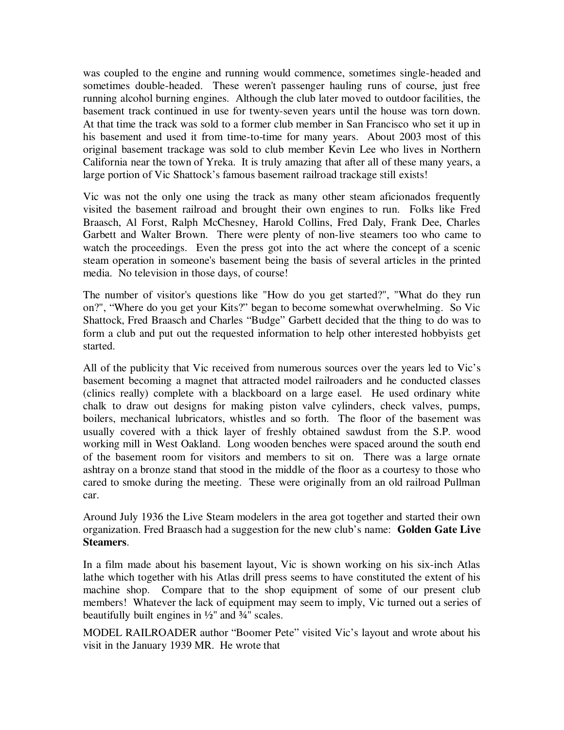was coupled to the engine and running would commence, sometimes single-headed and sometimes double-headed. These weren't passenger hauling runs of course, just free running alcohol burning engines. Although the club later moved to outdoor facilities, the basement track continued in use for twenty-seven years until the house was torn down. At that time the track was sold to a former club member in San Francisco who set it up in his basement and used it from time-to-time for many years. About 2003 most of this original basement trackage was sold to club member Kevin Lee who lives in Northern California near the town of Yreka. It is truly amazing that after all of these many years, a large portion of Vic Shattock's famous basement railroad trackage still exists!

Vic was not the only one using the track as many other steam aficionados frequently visited the basement railroad and brought their own engines to run. Folks like Fred Braasch, Al Forst, Ralph McChesney, Harold Collins, Fred Daly, Frank Dee, Charles Garbett and Walter Brown. There were plenty of non-live steamers too who came to watch the proceedings. Even the press got into the act where the concept of a scenic steam operation in someone's basement being the basis of several articles in the printed media. No television in those days, of course!

The number of visitor's questions like "How do you get started?", "What do they run on?", "Where do you get your Kits?" began to become somewhat overwhelming. So Vic Shattock, Fred Braasch and Charles "Budge" Garbett decided that the thing to do was to form a club and put out the requested information to help other interested hobbyists get started.

All of the publicity that Vic received from numerous sources over the years led to Vic's basement becoming a magnet that attracted model railroaders and he conducted classes (clinics really) complete with a blackboard on a large easel. He used ordinary white chalk to draw out designs for making piston valve cylinders, check valves, pumps, boilers, mechanical lubricators, whistles and so forth. The floor of the basement was usually covered with a thick layer of freshly obtained sawdust from the S.P. wood working mill in West Oakland. Long wooden benches were spaced around the south end of the basement room for visitors and members to sit on. There was a large ornate ashtray on a bronze stand that stood in the middle of the floor as a courtesy to those who cared to smoke during the meeting. These were originally from an old railroad Pullman car.

Around July 1936 the Live Steam modelers in the area got together and started their own organization. Fred Braasch had a suggestion for the new club's name: **Golden Gate Live Steamers**.

In a film made about his basement layout, Vic is shown working on his six-inch Atlas lathe which together with his Atlas drill press seems to have constituted the extent of his machine shop. Compare that to the shop equipment of some of our present club members! Whatever the lack of equipment may seem to imply, Vic turned out a series of beautifully built engines in ½" and ¾" scales.

MODEL RAILROADER author "Boomer Pete" visited Vic's layout and wrote about his visit in the January 1939 MR. He wrote that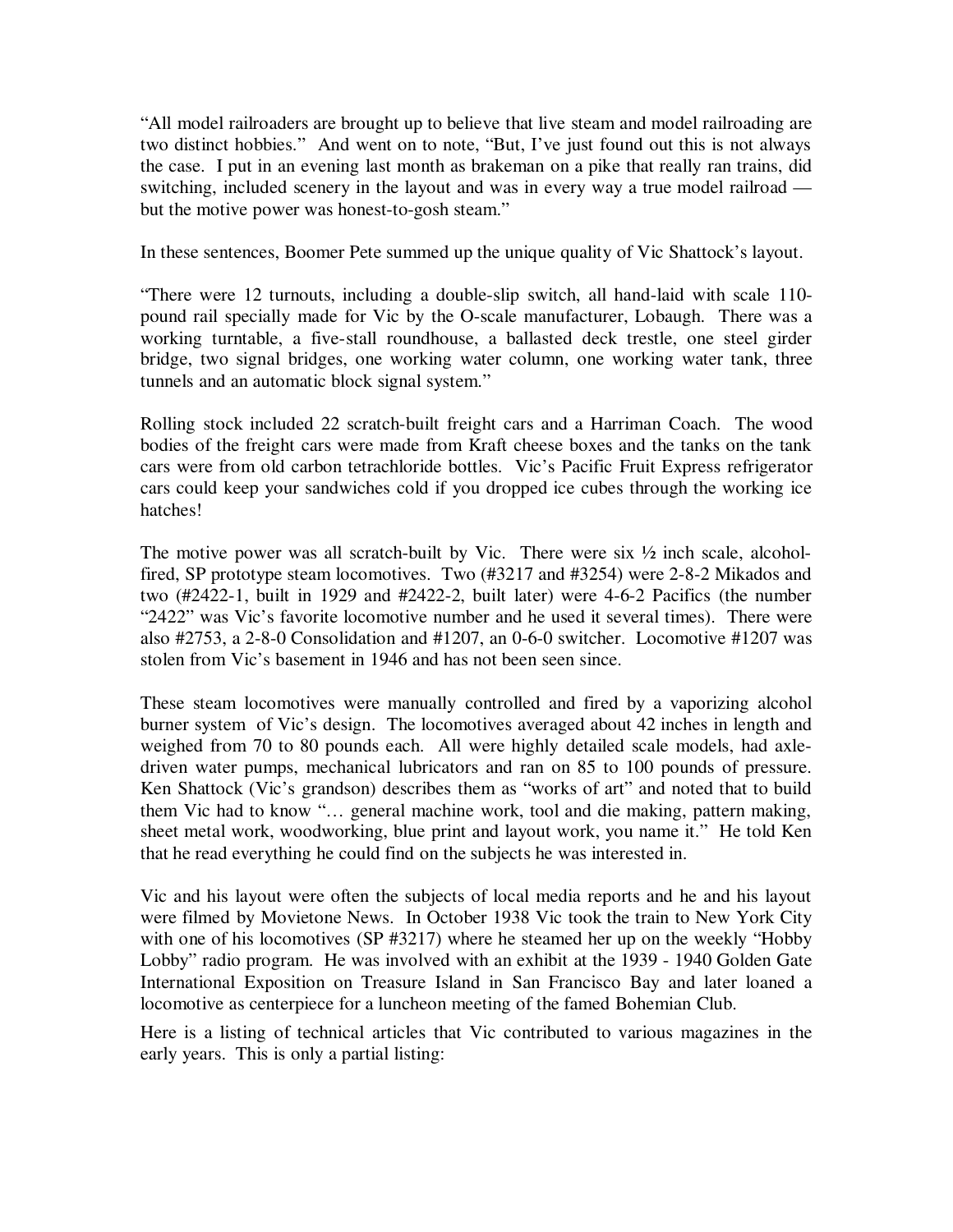"All model railroaders are brought up to believe that live steam and model railroading are two distinct hobbies." And went on to note, "But, I've just found out this is not always the case. I put in an evening last month as brakeman on a pike that really ran trains, did switching, included scenery in the layout and was in every way a true model railroad — but the motive power was honest-to-gosh steam."

In these sentences, Boomer Pete summed up the unique quality of Vic Shattock's layout.

"There were 12 turnouts, including a double-slip switch, all hand-laid with scale 110-pound rail specially made for Vic by the O-scale manufacturer, Lobaugh. There was a working turntable, a five-stall roundhouse, a ballasted deck trestle, one steel girder bridge, two signal bridges, one working water column, one working water tank, three tunnels and an automatic block signal system."

Rolling stock included 22 scratch-built freight cars and a Harriman Coach. The wood bodies of the freight cars were made from Kraft cheese boxes and the tanks on the tank cars were from old carbon tetrachloride bottles. Vic's Pacific Fruit Express refrigerator cars could keep your sandwiches cold if you dropped ice cubes through the working ice hatches!

The motive power was all scratch-built by Vic. There were six ½ inch scale, alcohol-fired, SP prototype steam locomotives. Two (#3217 and #3254) were 2-8-2 Mikados and two (#2422-1, built in 1929 and #2422-2, built later) were 4-6-2 Pacifics (the number "2422" was Vic's favorite locomotive number and he used it several times). There were also #2753, a 2-8-0 Consolidation and #1207, an 0-6-0 switcher. Locomotive #1207 was stolen from Vic's basement in 1946 and has not been seen since.

These steam locomotives were manually controlled and fired by a vaporizing alcohol burner system of Vic's design. The locomotives averaged about 42 inches in length and weighed from 70 to 80 pounds each. All were highly detailed scale models, had axle-driven water pumps, mechanical lubricators and ran on 85 to 100 pounds of pressure. Ken Shattock (Vic's grandson) describes them as "works of art" and noted that to build them Vic had to know "… general machine work, tool and die making, pattern making, sheet metal work, woodworking, blue print and layout work, you name it." He told Ken that he read everything he could find on the subjects he was interested in.

Vic and his layout were often the subjects of local media reports and he and his layout were filmed by Movietone News. In October 1938 Vic took the train to New York City with one of his locomotives (SP #3217) where he steamed her up on the weekly "Hobby Lobby" radio program. He was involved with an exhibit at the 1939 - 1940 Golden Gate International Exposition on Treasure Island in San Francisco Bay and later loaned a locomotive as centerpiece for a luncheon meeting of the famed Bohemian Club.

Here is a listing of technical articles that Vic contributed to various magazines in the early years. This is only a partial listing: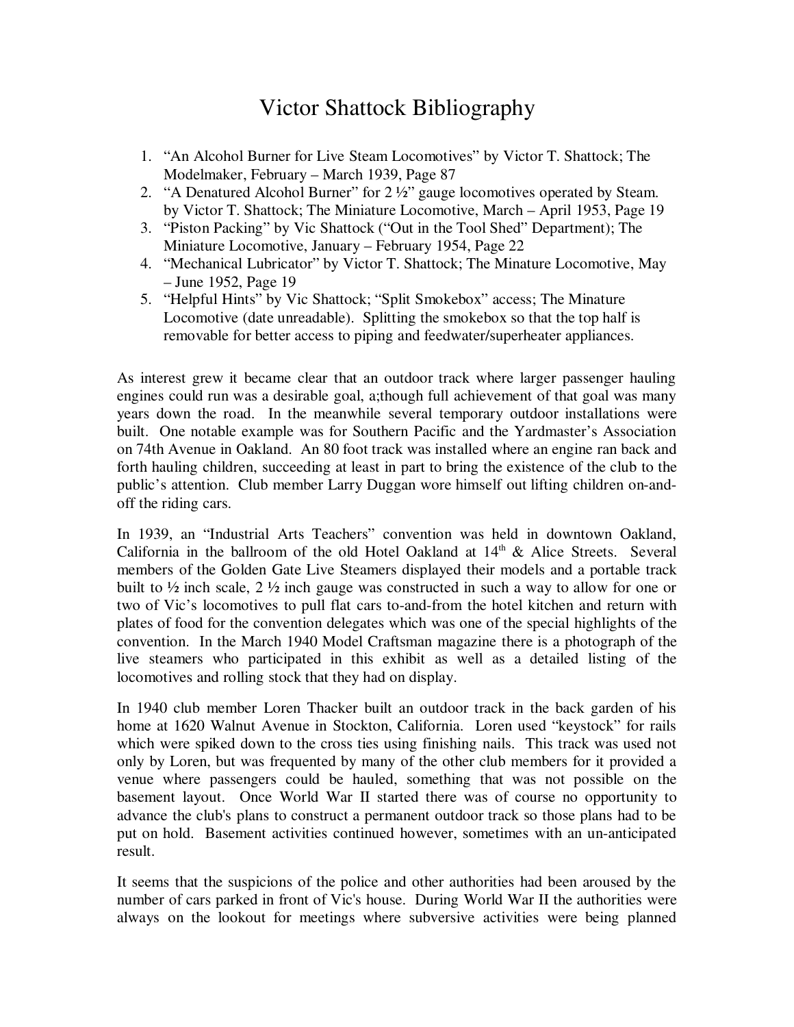# Victor Shattock Bibliography

1. "An Alcohol Burner for Live Steam Locomotives" by Victor T. Shattock; The Modelmaker, February – March 1939, Page 87
2. "A Denatured Alcohol Burner" for 2 ½" gauge locomotives operated by Steam. by Victor T. Shattock; The Miniature Locomotive, March – April 1953, Page 19
3. "Piston Packing" by Vic Shattock ("Out in the Tool Shed" Department); The Miniature Locomotive, January – February 1954, Page 22
4. "Mechanical Lubricator" by Victor T. Shattock; The Minature Locomotive, May – June 1952, Page 19
5. "Helpful Hints" by Vic Shattock; "Split Smokebox" access; The Minature Locomotive (date unreadable). Splitting the smokebox so that the top half is removable for better access to piping and feedwater/superheater appliances.

As interest grew it became clear that an outdoor track where larger passenger hauling engines could run was a desirable goal, a;though full achievement of that goal was many years down the road. In the meanwhile several temporary outdoor installations were built. One notable example was for Southern Pacific and the Yardmaster's Association on 74th Avenue in Oakland. An 80 foot track was installed where an engine ran back and forth hauling children, succeeding at least in part to bring the existence of the club to the public's attention. Club member Larry Duggan wore himself out lifting children on-and-off the riding cars.

In 1939, an "Industrial Arts Teachers" convention was held in downtown Oakland, California in the ballroom of the old Hotel Oakland at 14th & Alice Streets. Several members of the Golden Gate Live Steamers displayed their models and a portable track built to ½ inch scale, 2 ½ inch gauge was constructed in such a way to allow for one or two of Vic's locomotives to pull flat cars to-and-from the hotel kitchen and return with plates of food for the convention delegates which was one of the special highlights of the convention. In the March 1940 Model Craftsman magazine there is a photograph of the live steamers who participated in this exhibit as well as a detailed listing of the locomotives and rolling stock that they had on display.

In 1940 club member Loren Thacker built an outdoor track in the back garden of his home at 1620 Walnut Avenue in Stockton, California. Loren used "keystock" for rails which were spiked down to the cross ties using finishing nails. This track was used not only by Loren, but was frequented by many of the other club members for it provided a venue where passengers could be hauled, something that was not possible on the basement layout. Once World War II started there was of course no opportunity to advance the club's plans to construct a permanent outdoor track so those plans had to be put on hold. Basement activities continued however, sometimes with an un-anticipated result.

It seems that the suspicions of the police and other authorities had been aroused by the number of cars parked in front of Vic's house. During World War II the authorities were always on the lookout for meetings where subversive activities were being planned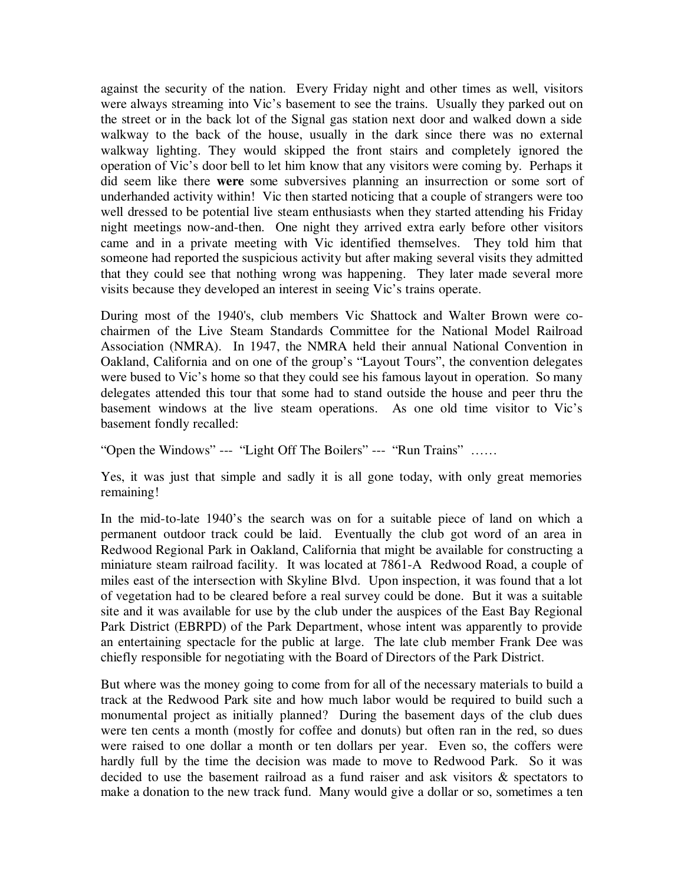against the security of the nation. Every Friday night and other times as well, visitors were always streaming into Vic's basement to see the trains. Usually they parked out on the street or in the back lot of the Signal gas station next door and walked down a side walkway to the back of the house, usually in the dark since there was no external walkway lighting. They would skipped the front stairs and completely ignored the operation of Vic's door bell to let him know that any visitors were coming by. Perhaps it did seem like there **were** some subversives planning an insurrection or some sort of underhanded activity within! Vic then started noticing that a couple of strangers were too well dressed to be potential live steam enthusiasts when they started attending his Friday night meetings now-and-then. One night they arrived extra early before other visitors came and in a private meeting with Vic identified themselves. They told him that someone had reported the suspicious activity but after making several visits they admitted that they could see that nothing wrong was happening. They later made several more visits because they developed an interest in seeing Vic's trains operate.

During most of the 1940's, club members Vic Shattock and Walter Brown were co-chairmen of the Live Steam Standards Committee for the National Model Railroad Association (NMRA). In 1947, the NMRA held their annual National Convention in Oakland, California and on one of the group's "Layout Tours", the convention delegates were bused to Vic's home so that they could see his famous layout in operation. So many delegates attended this tour that some had to stand outside the house and peer thru the basement windows at the live steam operations. As one old time visitor to Vic's basement fondly recalled:

"Open the Windows" --- "Light Off The Boilers" --- "Run Trains" ……

Yes, it was just that simple and sadly it is all gone today, with only great memories remaining!

In the mid-to-late 1940's the search was on for a suitable piece of land on which a permanent outdoor track could be laid. Eventually the club got word of an area in Redwood Regional Park in Oakland, California that might be available for constructing a miniature steam railroad facility. It was located at 7861-A Redwood Road, a couple of miles east of the intersection with Skyline Blvd. Upon inspection, it was found that a lot of vegetation had to be cleared before a real survey could be done. But it was a suitable site and it was available for use by the club under the auspices of the East Bay Regional Park District (EBRPD) of the Park Department, whose intent was apparently to provide an entertaining spectacle for the public at large. The late club member Frank Dee was chiefly responsible for negotiating with the Board of Directors of the Park District.

But where was the money going to come from for all of the necessary materials to build a track at the Redwood Park site and how much labor would be required to build such a monumental project as initially planned? During the basement days of the club dues were ten cents a month (mostly for coffee and donuts) but often ran in the red, so dues were raised to one dollar a month or ten dollars per year. Even so, the coffers were hardly full by the time the decision was made to move to Redwood Park. So it was decided to use the basement railroad as a fund raiser and ask visitors & spectators to make a donation to the new track fund. Many would give a dollar or so, sometimes a ten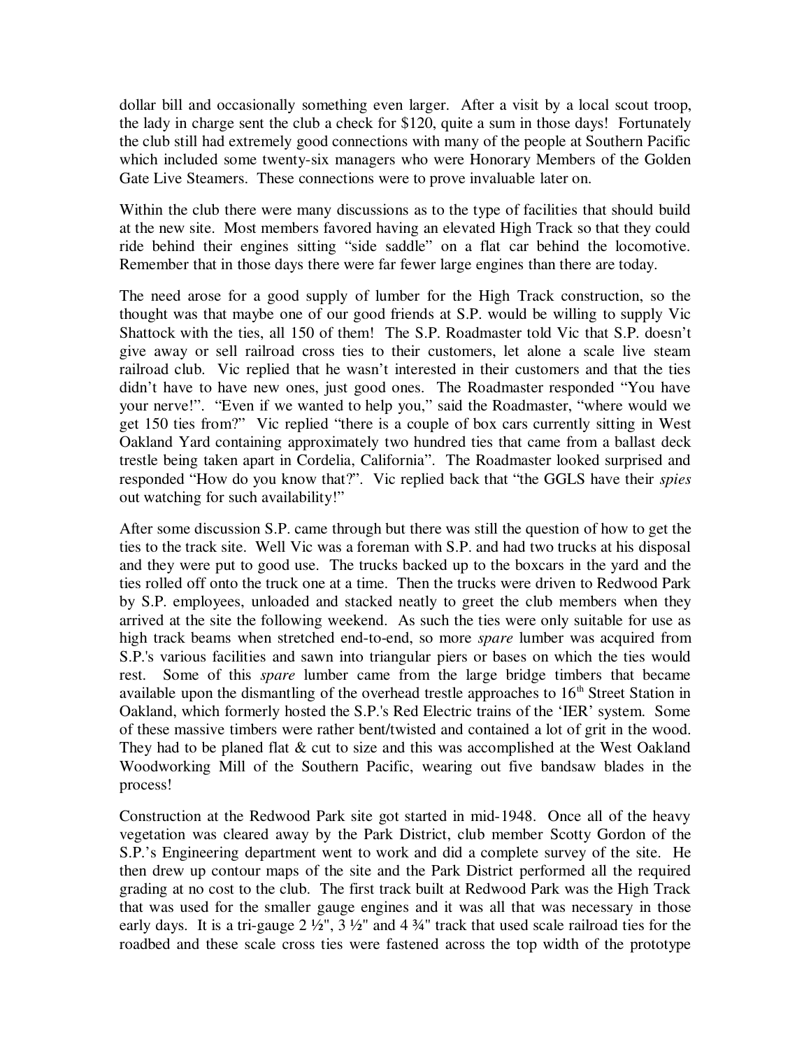dollar bill and occasionally something even larger. After a visit by a local scout troop, the lady in charge sent the club a check for $120, quite a sum in those days! Fortunately the club still had extremely good connections with many of the people at Southern Pacific which included some twenty-six managers who were Honorary Members of the Golden Gate Live Steamers. These connections were to prove invaluable later on.

Within the club there were many discussions as to the type of facilities that should build at the new site. Most members favored having an elevated High Track so that they could ride behind their engines sitting "side saddle" on a flat car behind the locomotive. Remember that in those days there were far fewer large engines than there are today.

The need arose for a good supply of lumber for the High Track construction, so the thought was that maybe one of our good friends at S.P. would be willing to supply Vic Shattock with the ties, all 150 of them! The S.P. Roadmaster told Vic that S.P. doesn't give away or sell railroad cross ties to their customers, let alone a scale live steam railroad club. Vic replied that he wasn't interested in their customers and that the ties didn't have to have new ones, just good ones. The Roadmaster responded "You have your nerve!". "Even if we wanted to help you," said the Roadmaster, "where would we get 150 ties from?" Vic replied "there is a couple of box cars currently sitting in West Oakland Yard containing approximately two hundred ties that came from a ballast deck trestle being taken apart in Cordelia, California". The Roadmaster looked surprised and responded "How do you know that?". Vic replied back that "the GGLS have their *spies* out watching for such availability!"

After some discussion S.P. came through but there was still the question of how to get the ties to the track site. Well Vic was a foreman with S.P. and had two trucks at his disposal and they were put to good use. The trucks backed up to the boxcars in the yard and the ties rolled off onto the truck one at a time. Then the trucks were driven to Redwood Park by S.P. employees, unloaded and stacked neatly to greet the club members when they arrived at the site the following weekend. As such the ties were only suitable for use as high track beams when stretched end-to-end, so more *spare* lumber was acquired from S.P.'s various facilities and sawn into triangular piers or bases on which the ties would rest. Some of this *spare* lumber came from the large bridge timbers that became available upon the dismantling of the overhead trestle approaches to 16th Street Station in Oakland, which formerly hosted the S.P.'s Red Electric trains of the 'IER' system. Some of these massive timbers were rather bent/twisted and contained a lot of grit in the wood. They had to be planed flat & cut to size and this was accomplished at the West Oakland Woodworking Mill of the Southern Pacific, wearing out five bandsaw blades in the process!

Construction at the Redwood Park site got started in mid-1948. Once all of the heavy vegetation was cleared away by the Park District, club member Scotty Gordon of the S.P.'s Engineering department went to work and did a complete survey of the site. He then drew up contour maps of the site and the Park District performed all the required grading at no cost to the club. The first track built at Redwood Park was the High Track that was used for the smaller gauge engines and it was all that was necessary in those early days. It is a tri-gauge 2 ½", 3 ½" and 4 ¾" track that used scale railroad ties for the roadbed and these scale cross ties were fastened across the top width of the prototype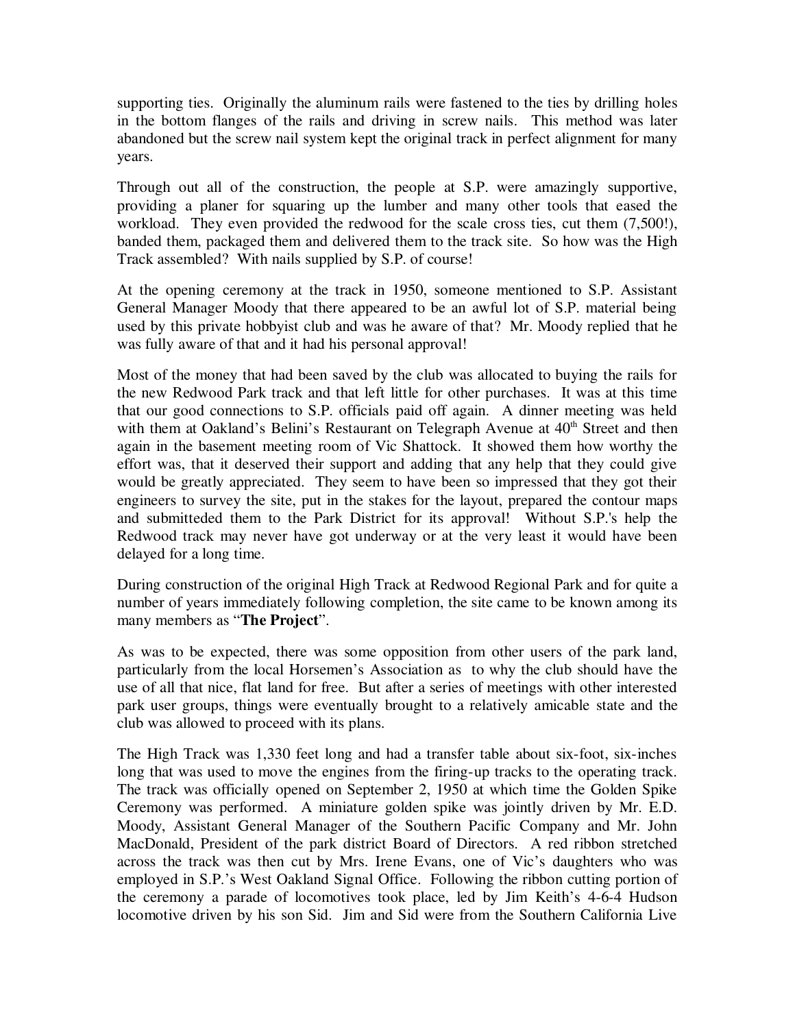supporting ties. Originally the aluminum rails were fastened to the ties by drilling holes in the bottom flanges of the rails and driving in screw nails. This method was later abandoned but the screw nail system kept the original track in perfect alignment for many years.

Through out all of the construction, the people at S.P. were amazingly supportive, providing a planer for squaring up the lumber and many other tools that eased the workload. They even provided the redwood for the scale cross ties, cut them (7,500!), banded them, packaged them and delivered them to the track site. So how was the High Track assembled? With nails supplied by S.P. of course!

At the opening ceremony at the track in 1950, someone mentioned to S.P. Assistant General Manager Moody that there appeared to be an awful lot of S.P. material being used by this private hobbyist club and was he aware of that? Mr. Moody replied that he was fully aware of that and it had his personal approval!

Most of the money that had been saved by the club was allocated to buying the rails for the new Redwood Park track and that left little for other purchases. It was at this time that our good connections to S.P. officials paid off again. A dinner meeting was held with them at Oakland's Belini's Restaurant on Telegraph Avenue at 40th Street and then again in the basement meeting room of Vic Shattock. It showed them how worthy the effort was, that it deserved their support and adding that any help that they could give would be greatly appreciated. They seem to have been so impressed that they got their engineers to survey the site, put in the stakes for the layout, prepared the contour maps and submitteded them to the Park District for its approval! Without S.P.'s help the Redwood track may never have got underway or at the very least it would have been delayed for a long time.

During construction of the original High Track at Redwood Regional Park and for quite a number of years immediately following completion, the site came to be known among its many members as "**The Project**".

As was to be expected, there was some opposition from other users of the park land, particularly from the local Horsemen's Association as to why the club should have the use of all that nice, flat land for free. But after a series of meetings with other interested park user groups, things were eventually brought to a relatively amicable state and the club was allowed to proceed with its plans.

The High Track was 1,330 feet long and had a transfer table about six-foot, six-inches long that was used to move the engines from the firing-up tracks to the operating track. The track was officially opened on September 2, 1950 at which time the Golden Spike Ceremony was performed. A miniature golden spike was jointly driven by Mr. E.D. Moody, Assistant General Manager of the Southern Pacific Company and Mr. John MacDonald, President of the park district Board of Directors. A red ribbon stretched across the track was then cut by Mrs. Irene Evans, one of Vic's daughters who was employed in S.P.'s West Oakland Signal Office. Following the ribbon cutting portion of the ceremony a parade of locomotives took place, led by Jim Keith's 4-6-4 Hudson locomotive driven by his son Sid. Jim and Sid were from the Southern California Live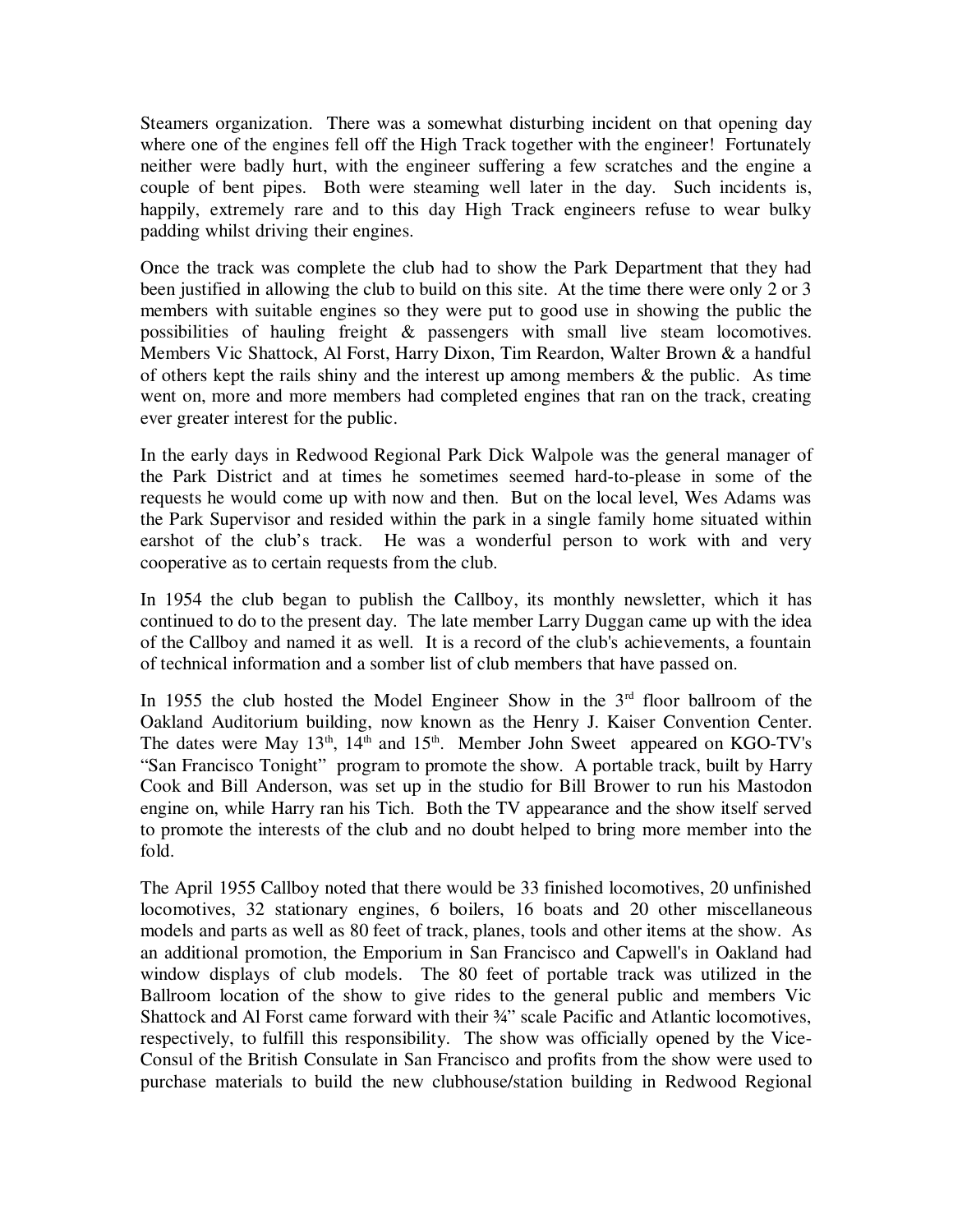Steamers organization. There was a somewhat disturbing incident on that opening day where one of the engines fell off the High Track together with the engineer! Fortunately neither were badly hurt, with the engineer suffering a few scratches and the engine a couple of bent pipes. Both were steaming well later in the day. Such incidents is, happily, extremely rare and to this day High Track engineers refuse to wear bulky padding whilst driving their engines.

Once the track was complete the club had to show the Park Department that they had been justified in allowing the club to build on this site. At the time there were only 2 or 3 members with suitable engines so they were put to good use in showing the public the possibilities of hauling freight & passengers with small live steam locomotives. Members Vic Shattock, Al Forst, Harry Dixon, Tim Reardon, Walter Brown & a handful of others kept the rails shiny and the interest up among members & the public. As time went on, more and more members had completed engines that ran on the track, creating ever greater interest for the public.

In the early days in Redwood Regional Park Dick Walpole was the general manager of the Park District and at times he sometimes seemed hard-to-please in some of the requests he would come up with now and then. But on the local level, Wes Adams was the Park Supervisor and resided within the park in a single family home situated within earshot of the club's track. He was a wonderful person to work with and very cooperative as to certain requests from the club.

In 1954 the club began to publish the Callboy, its monthly newsletter, which it has continued to do to the present day. The late member Larry Duggan came up with the idea of the Callboy and named it as well. It is a record of the club's achievements, a fountain of technical information and a somber list of club members that have passed on.

In 1955 the club hosted the Model Engineer Show in the 3rd floor ballroom of the Oakland Auditorium building, now known as the Henry J. Kaiser Convention Center. The dates were May 13th, 14th and 15th. Member John Sweet appeared on KGO-TV's "San Francisco Tonight" program to promote the show. A portable track, built by Harry Cook and Bill Anderson, was set up in the studio for Bill Brower to run his Mastodon engine on, while Harry ran his Tich. Both the TV appearance and the show itself served to promote the interests of the club and no doubt helped to bring more member into the fold.

The April 1955 Callboy noted that there would be 33 finished locomotives, 20 unfinished locomotives, 32 stationary engines, 6 boilers, 16 boats and 20 other miscellaneous models and parts as well as 80 feet of track, planes, tools and other items at the show. As an additional promotion, the Emporium in San Francisco and Capwell's in Oakland had window displays of club models. The 80 feet of portable track was utilized in the Ballroom location of the show to give rides to the general public and members Vic Shattock and Al Forst came forward with their ¾" scale Pacific and Atlantic locomotives, respectively, to fulfill this responsibility. The show was officially opened by the Vice-Consul of the British Consulate in San Francisco and profits from the show were used to purchase materials to build the new clubhouse/station building in Redwood Regional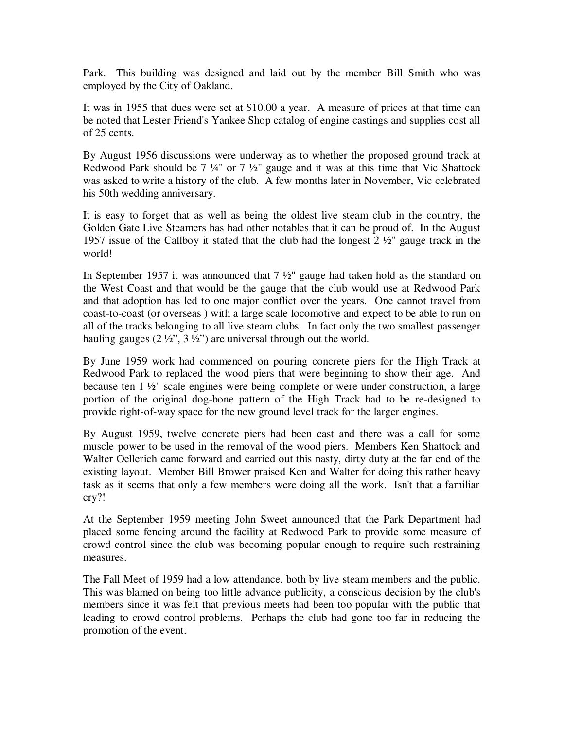Park. This building was designed and laid out by the member Bill Smith who was employed by the City of Oakland.

It was in 1955 that dues were set at $10.00 a year. A measure of prices at that time can be noted that Lester Friend's Yankee Shop catalog of engine castings and supplies cost all of 25 cents.

By August 1956 discussions were underway as to whether the proposed ground track at Redwood Park should be 7 ¼" or 7 ½" gauge and it was at this time that Vic Shattock was asked to write a history of the club. A few months later in November, Vic celebrated his 50th wedding anniversary.

It is easy to forget that as well as being the oldest live steam club in the country, the Golden Gate Live Steamers has had other notables that it can be proud of. In the August 1957 issue of the Callboy it stated that the club had the longest 2 ½" gauge track in the world!

In September 1957 it was announced that 7 ½" gauge had taken hold as the standard on the West Coast and that would be the gauge that the club would use at Redwood Park and that adoption has led to one major conflict over the years. One cannot travel from coast-to-coast (or overseas ) with a large scale locomotive and expect to be able to run on all of the tracks belonging to all live steam clubs. In fact only the two smallest passenger hauling gauges (2 ½", 3 ½") are universal through out the world.

By June 1959 work had commenced on pouring concrete piers for the High Track at Redwood Park to replaced the wood piers that were beginning to show their age. And because ten 1 ½" scale engines were being complete or were under construction, a large portion of the original dog-bone pattern of the High Track had to be re-designed to provide right-of-way space for the new ground level track for the larger engines.

By August 1959, twelve concrete piers had been cast and there was a call for some muscle power to be used in the removal of the wood piers. Members Ken Shattock and Walter Oellerich came forward and carried out this nasty, dirty duty at the far end of the existing layout. Member Bill Brower praised Ken and Walter for doing this rather heavy task as it seems that only a few members were doing all the work. Isn't that a familiar cry?!

At the September 1959 meeting John Sweet announced that the Park Department had placed some fencing around the facility at Redwood Park to provide some measure of crowd control since the club was becoming popular enough to require such restraining measures.

The Fall Meet of 1959 had a low attendance, both by live steam members and the public. This was blamed on being too little advance publicity, a conscious decision by the club's members since it was felt that previous meets had been too popular with the public that leading to crowd control problems. Perhaps the club had gone too far in reducing the promotion of the event.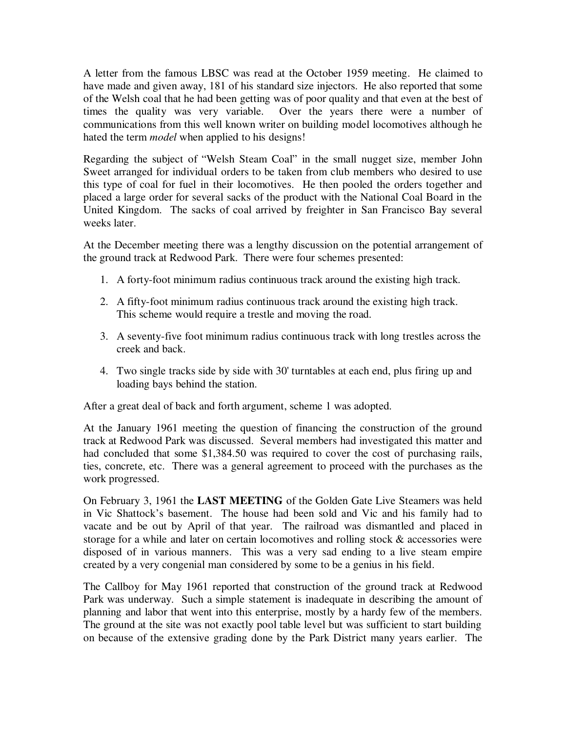A letter from the famous LBSC was read at the October 1959 meeting. He claimed to have made and given away, 181 of his standard size injectors. He also reported that some of the Welsh coal that he had been getting was of poor quality and that even at the best of times the quality was very variable. Over the years there were a number of communications from this well known writer on building model locomotives although he hated the term *model* when applied to his designs!

Regarding the subject of "Welsh Steam Coal" in the small nugget size, member John Sweet arranged for individual orders to be taken from club members who desired to use this type of coal for fuel in their locomotives. He then pooled the orders together and placed a large order for several sacks of the product with the National Coal Board in the United Kingdom. The sacks of coal arrived by freighter in San Francisco Bay several weeks later.

At the December meeting there was a lengthy discussion on the potential arrangement of the ground track at Redwood Park. There were four schemes presented:

1. A forty-foot minimum radius continuous track around the existing high track.
2. A fifty-foot minimum radius continuous track around the existing high track. This scheme would require a trestle and moving the road.
3. A seventy-five foot minimum radius continuous track with long trestles across the creek and back.
4. Two single tracks side by side with 30' turntables at each end, plus firing up and loading bays behind the station.

After a great deal of back and forth argument, scheme 1 was adopted.

At the January 1961 meeting the question of financing the construction of the ground track at Redwood Park was discussed. Several members had investigated this matter and had concluded that some $1,384.50 was required to cover the cost of purchasing rails, ties, concrete, etc. There was a general agreement to proceed with the purchases as the work progressed.

On February 3, 1961 the **LAST MEETING** of the Golden Gate Live Steamers was held in Vic Shattock's basement. The house had been sold and Vic and his family had to vacate and be out by April of that year. The railroad was dismantled and placed in storage for a while and later on certain locomotives and rolling stock & accessories were disposed of in various manners. This was a very sad ending to a live steam empire created by a very congenial man considered by some to be a genius in his field.

The Callboy for May 1961 reported that construction of the ground track at Redwood Park was underway. Such a simple statement is inadequate in describing the amount of planning and labor that went into this enterprise, mostly by a hardy few of the members. The ground at the site was not exactly pool table level but was sufficient to start building on because of the extensive grading done by the Park District many years earlier. The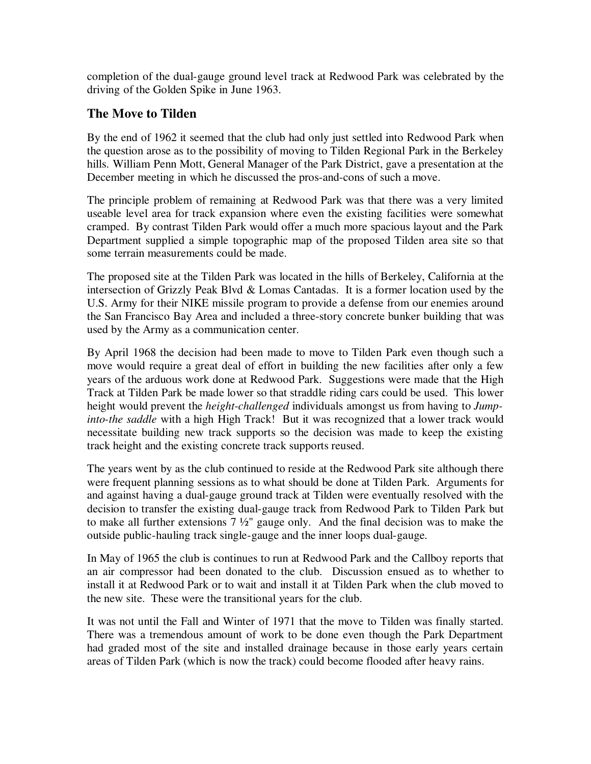completion of the dual-gauge ground level track at Redwood Park was celebrated by the driving of the Golden Spike in June 1963.

## The Move to Tilden

By the end of 1962 it seemed that the club had only just settled into Redwood Park when the question arose as to the possibility of moving to Tilden Regional Park in the Berkeley hills. William Penn Mott, General Manager of the Park District, gave a presentation at the December meeting in which he discussed the pros-and-cons of such a move.

The principle problem of remaining at Redwood Park was that there was a very limited useable level area for track expansion where even the existing facilities were somewhat cramped. By contrast Tilden Park would offer a much more spacious layout and the Park Department supplied a simple topographic map of the proposed Tilden area site so that some terrain measurements could be made.

The proposed site at the Tilden Park was located in the hills of Berkeley, California at the intersection of Grizzly Peak Blvd & Lomas Cantadas. It is a former location used by the U.S. Army for their NIKE missile program to provide a defense from our enemies around the San Francisco Bay Area and included a three-story concrete bunker building that was used by the Army as a communication center.

By April 1968 the decision had been made to move to Tilden Park even though such a move would require a great deal of effort in building the new facilities after only a few years of the arduous work done at Redwood Park. Suggestions were made that the High Track at Tilden Park be made lower so that straddle riding cars could be used. This lower height would prevent the *height-challenged* individuals amongst us from having to *Jump-into-the saddle* with a high High Track! But it was recognized that a lower track would necessitate building new track supports so the decision was made to keep the existing track height and the existing concrete track supports reused.

The years went by as the club continued to reside at the Redwood Park site although there were frequent planning sessions as to what should be done at Tilden Park. Arguments for and against having a dual-gauge ground track at Tilden were eventually resolved with the decision to transfer the existing dual-gauge track from Redwood Park to Tilden Park but to make all further extensions 7 ½" gauge only. And the final decision was to make the outside public-hauling track single-gauge and the inner loops dual-gauge.

In May of 1965 the club is continues to run at Redwood Park and the Callboy reports that an air compressor had been donated to the club. Discussion ensued as to whether to install it at Redwood Park or to wait and install it at Tilden Park when the club moved to the new site. These were the transitional years for the club.

It was not until the Fall and Winter of 1971 that the move to Tilden was finally started. There was a tremendous amount of work to be done even though the Park Department had graded most of the site and installed drainage because in those early years certain areas of Tilden Park (which is now the track) could become flooded after heavy rains.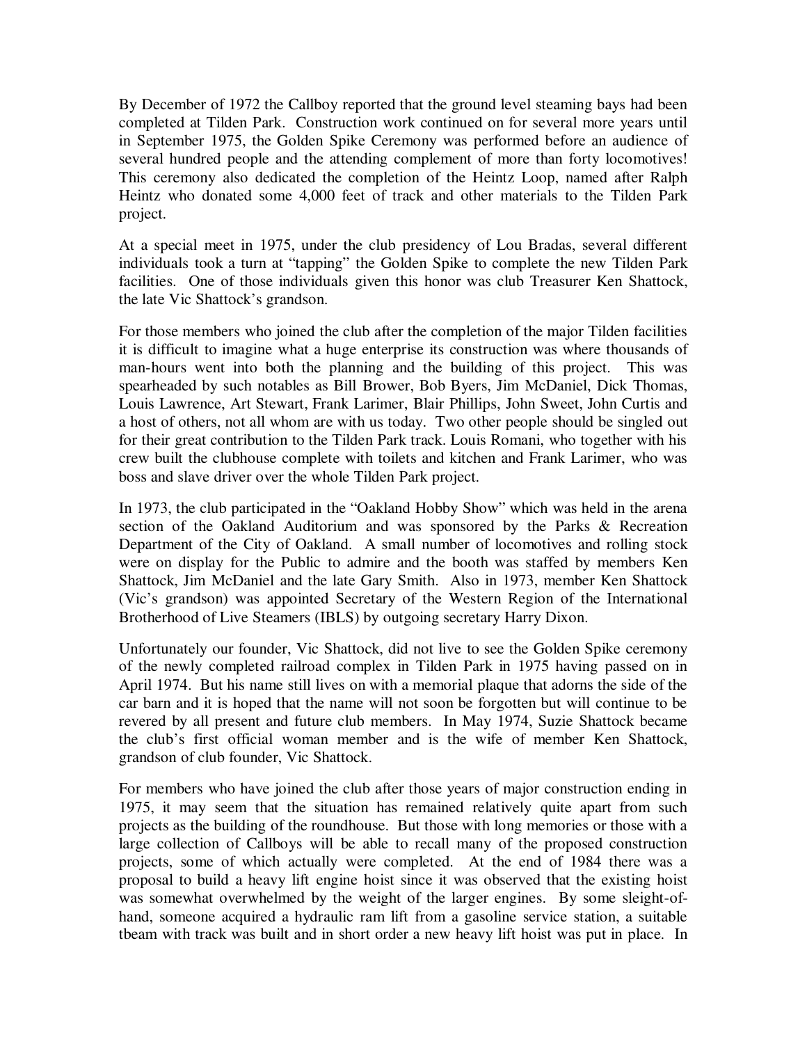By December of 1972 the Callboy reported that the ground level steaming bays had been completed at Tilden Park. Construction work continued on for several more years until in September 1975, the Golden Spike Ceremony was performed before an audience of several hundred people and the attending complement of more than forty locomotives! This ceremony also dedicated the completion of the Heintz Loop, named after Ralph Heintz who donated some 4,000 feet of track and other materials to the Tilden Park project.

At a special meet in 1975, under the club presidency of Lou Bradas, several different individuals took a turn at "tapping" the Golden Spike to complete the new Tilden Park facilities. One of those individuals given this honor was club Treasurer Ken Shattock, the late Vic Shattock's grandson.

For those members who joined the club after the completion of the major Tilden facilities it is difficult to imagine what a huge enterprise its construction was where thousands of man-hours went into both the planning and the building of this project. This was spearheaded by such notables as Bill Brower, Bob Byers, Jim McDaniel, Dick Thomas, Louis Lawrence, Art Stewart, Frank Larimer, Blair Phillips, John Sweet, John Curtis and a host of others, not all whom are with us today. Two other people should be singled out for their great contribution to the Tilden Park track. Louis Romani, who together with his crew built the clubhouse complete with toilets and kitchen and Frank Larimer, who was boss and slave driver over the whole Tilden Park project.

In 1973, the club participated in the "Oakland Hobby Show" which was held in the arena section of the Oakland Auditorium and was sponsored by the Parks & Recreation Department of the City of Oakland. A small number of locomotives and rolling stock were on display for the Public to admire and the booth was staffed by members Ken Shattock, Jim McDaniel and the late Gary Smith. Also in 1973, member Ken Shattock (Vic's grandson) was appointed Secretary of the Western Region of the International Brotherhood of Live Steamers (IBLS) by outgoing secretary Harry Dixon.

Unfortunately our founder, Vic Shattock, did not live to see the Golden Spike ceremony of the newly completed railroad complex in Tilden Park in 1975 having passed on in April 1974. But his name still lives on with a memorial plaque that adorns the side of the car barn and it is hoped that the name will not soon be forgotten but will continue to be revered by all present and future club members. In May 1974, Suzie Shattock became the club's first official woman member and is the wife of member Ken Shattock, grandson of club founder, Vic Shattock.

For members who have joined the club after those years of major construction ending in 1975, it may seem that the situation has remained relatively quite apart from such projects as the building of the roundhouse. But those with long memories or those with a large collection of Callboys will be able to recall many of the proposed construction projects, some of which actually were completed. At the end of 1984 there was a proposal to build a heavy lift engine hoist since it was observed that the existing hoist was somewhat overwhelmed by the weight of the larger engines. By some sleight-of-hand, someone acquired a hydraulic ram lift from a gasoline service station, a suitable tbeam with track was built and in short order a new heavy lift hoist was put in place. In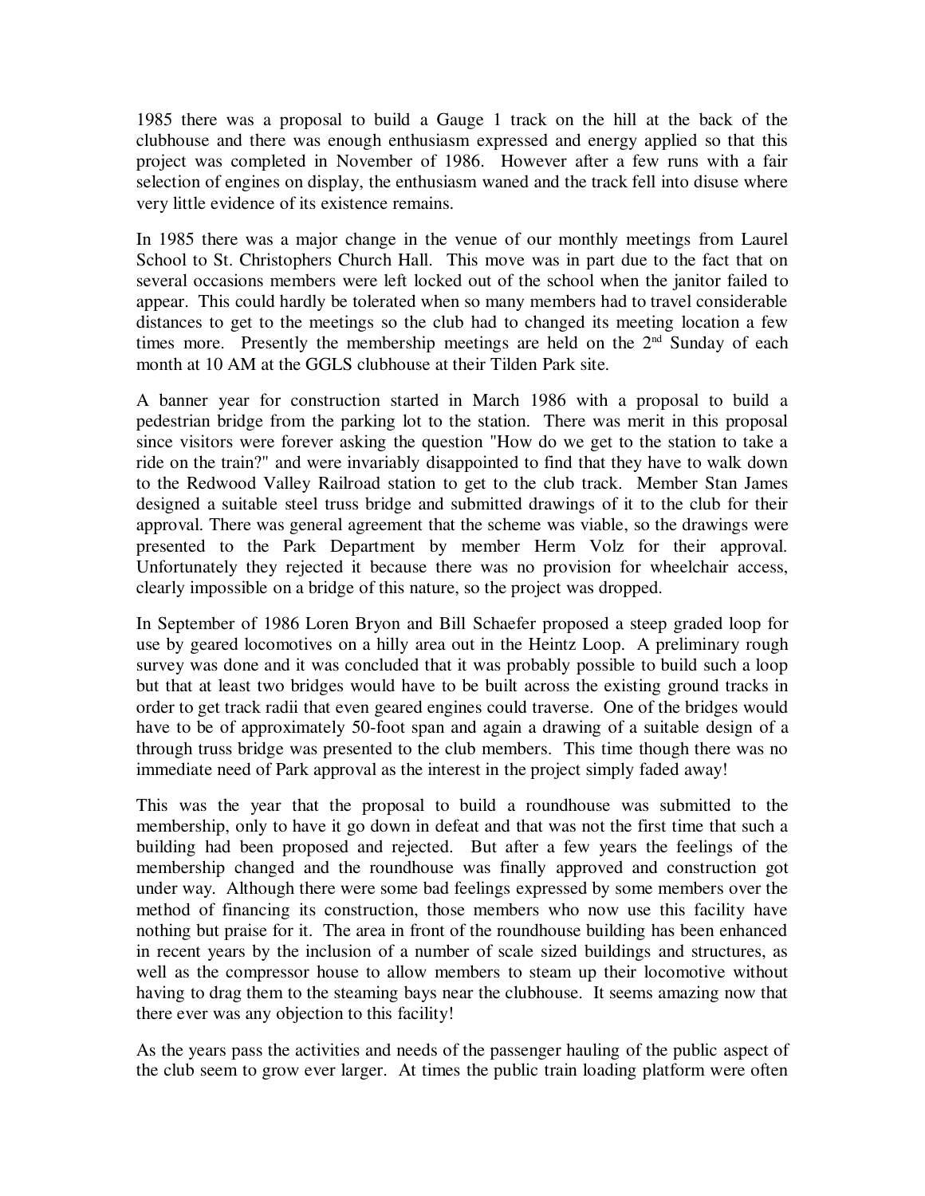1985 there was a proposal to build a Gauge 1 track on the hill at the back of the clubhouse and there was enough enthusiasm expressed and energy applied so that this project was completed in November of 1986. However after a few runs with a fair selection of engines on display, the enthusiasm waned and the track fell into disuse where very little evidence of its existence remains.

In 1985 there was a major change in the venue of our monthly meetings from Laurel School to St. Christophers Church Hall. This move was in part due to the fact that on several occasions members were left locked out of the school when the janitor failed to appear. This could hardly be tolerated when so many members had to travel considerable distances to get to the meetings so the club had to changed its meeting location a few times more. Presently the membership meetings are held on the 2nd Sunday of each month at 10 AM at the GGLS clubhouse at their Tilden Park site.

A banner year for construction started in March 1986 with a proposal to build a pedestrian bridge from the parking lot to the station. There was merit in this proposal since visitors were forever asking the question "How do we get to the station to take a ride on the train?" and were invariably disappointed to find that they have to walk down to the Redwood Valley Railroad station to get to the club track. Member Stan James designed a suitable steel truss bridge and submitted drawings of it to the club for their approval. There was general agreement that the scheme was viable, so the drawings were presented to the Park Department by member Herm Volz for their approval. Unfortunately they rejected it because there was no provision for wheelchair access, clearly impossible on a bridge of this nature, so the project was dropped.

In September of 1986 Loren Bryon and Bill Schaefer proposed a steep graded loop for use by geared locomotives on a hilly area out in the Heintz Loop. A preliminary rough survey was done and it was concluded that it was probably possible to build such a loop but that at least two bridges would have to be built across the existing ground tracks in order to get track radii that even geared engines could traverse. One of the bridges would have to be of approximately 50-foot span and again a drawing of a suitable design of a through truss bridge was presented to the club members. This time though there was no immediate need of Park approval as the interest in the project simply faded away!

This was the year that the proposal to build a roundhouse was submitted to the membership, only to have it go down in defeat and that was not the first time that such a building had been proposed and rejected. But after a few years the feelings of the membership changed and the roundhouse was finally approved and construction got under way. Although there were some bad feelings expressed by some members over the method of financing its construction, those members who now use this facility have nothing but praise for it. The area in front of the roundhouse building has been enhanced in recent years by the inclusion of a number of scale sized buildings and structures, as well as the compressor house to allow members to steam up their locomotive without having to drag them to the steaming bays near the clubhouse. It seems amazing now that there ever was any objection to this facility!

As the years pass the activities and needs of the passenger hauling of the public aspect of the club seem to grow ever larger. At times the public train loading platform were often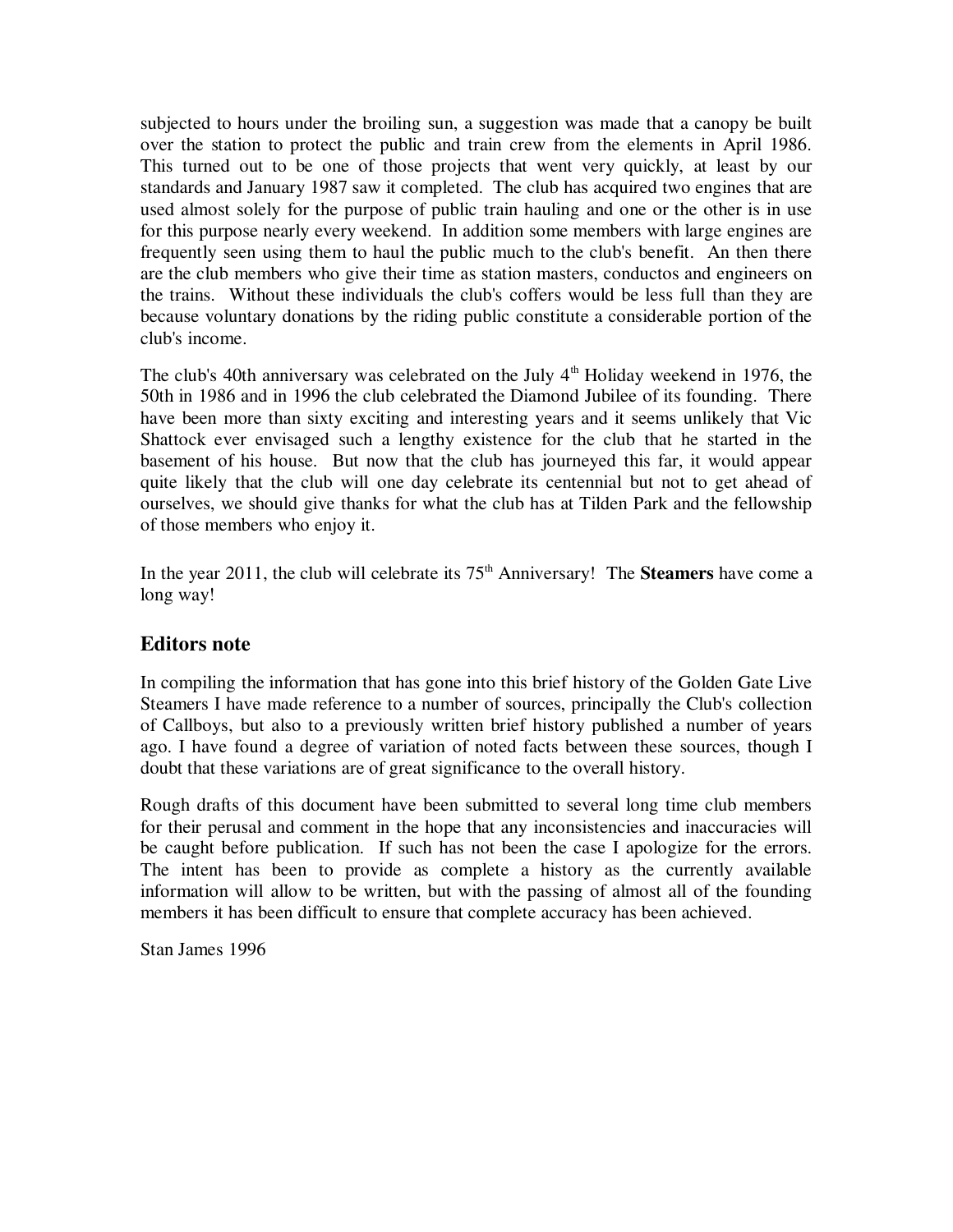subjected to hours under the broiling sun, a suggestion was made that a canopy be built over the station to protect the public and train crew from the elements in April 1986. This turned out to be one of those projects that went very quickly, at least by our standards and January 1987 saw it completed. The club has acquired two engines that are used almost solely for the purpose of public train hauling and one or the other is in use for this purpose nearly every weekend. In addition some members with large engines are frequently seen using them to haul the public much to the club's benefit. An then there are the club members who give their time as station masters, conductos and engineers on the trains. Without these individuals the club's coffers would be less full than they are because voluntary donations by the riding public constitute a considerable portion of the club's income.

The club's 40th anniversary was celebrated on the July 4th Holiday weekend in 1976, the 50th in 1986 and in 1996 the club celebrated the Diamond Jubilee of its founding. There have been more than sixty exciting and interesting years and it seems unlikely that Vic Shattock ever envisaged such a lengthy existence for the club that he started in the basement of his house. But now that the club has journeyed this far, it would appear quite likely that the club will one day celebrate its centennial but not to get ahead of ourselves, we should give thanks for what the club has at Tilden Park and the fellowship of those members who enjoy it.

In the year 2011, the club will celebrate its 75th Anniversary! The **Steamers** have come a long way!

## Editors note

In compiling the information that has gone into this brief history of the Golden Gate Live Steamers I have made reference to a number of sources, principally the Club's collection of Callboys, but also to a previously written brief history published a number of years ago. I have found a degree of variation of noted facts between these sources, though I doubt that these variations are of great significance to the overall history.

Rough drafts of this document have been submitted to several long time club members for their perusal and comment in the hope that any inconsistencies and inaccuracies will be caught before publication. If such has not been the case I apologize for the errors. The intent has been to provide as complete a history as the currently available information will allow to be written, but with the passing of almost all of the founding members it has been difficult to ensure that complete accuracy has been achieved.

Stan James 1996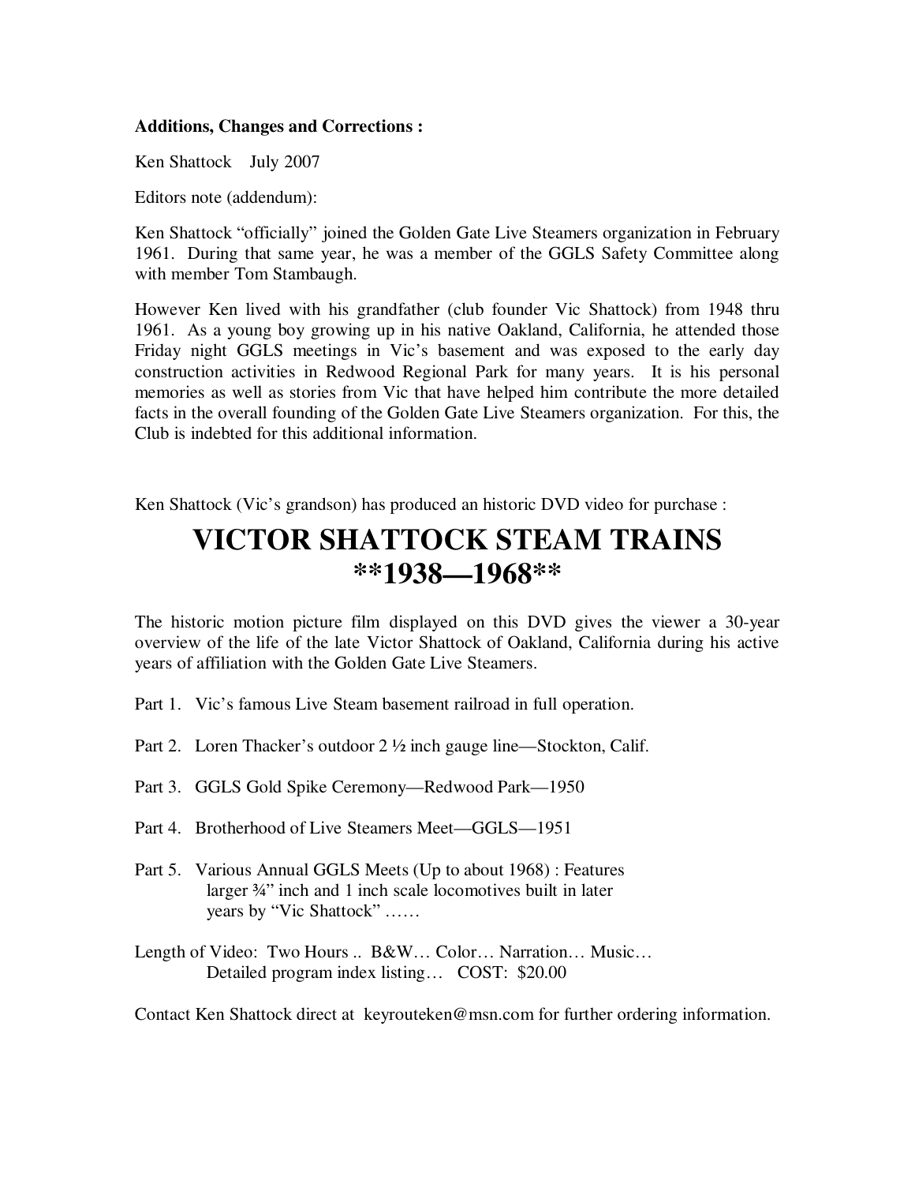**Additions, Changes and Corrections :**

Ken Shattock July 2007

Editors note (addendum):

Ken Shattock "officially" joined the Golden Gate Live Steamers organization in February 1961. During that same year, he was a member of the GGLS Safety Committee along with member Tom Stambaugh.

However Ken lived with his grandfather (club founder Vic Shattock) from 1948 thru 1961. As a young boy growing up in his native Oakland, California, he attended those Friday night GGLS meetings in Vic's basement and was exposed to the early day construction activities in Redwood Regional Park for many years. It is his personal memories as well as stories from Vic that have helped him contribute the more detailed facts in the overall founding of the Golden Gate Live Steamers organization. For this, the Club is indebted for this additional information.

Ken Shattock (Vic's grandson) has produced an historic DVD video for purchase :

# VICTOR SHATTOCK STEAM TRAINS **1938—1968**

The historic motion picture film displayed on this DVD gives the viewer a 30-year overview of the life of the late Victor Shattock of Oakland, California during his active years of affiliation with the Golden Gate Live Steamers.

Part 1. Vic's famous Live Steam basement railroad in full operation.

Part 2. Loren Thacker's outdoor 2 ½ inch gauge line—Stockton, Calif.

Part 3. GGLS Gold Spike Ceremony—Redwood Park—1950

Part 4. Brotherhood of Live Steamers Meet—GGLS—1951

Part 5. Various Annual GGLS Meets (Up to about 1968) : Features larger ¾" inch and 1 inch scale locomotives built in later years by "Vic Shattock" ……

Length of Video: Two Hours .. B&W… Color… Narration… Music… Detailed program index listing… COST: $20.00

Contact Ken Shattock direct at keyrouteken@msn.com for further ordering information.